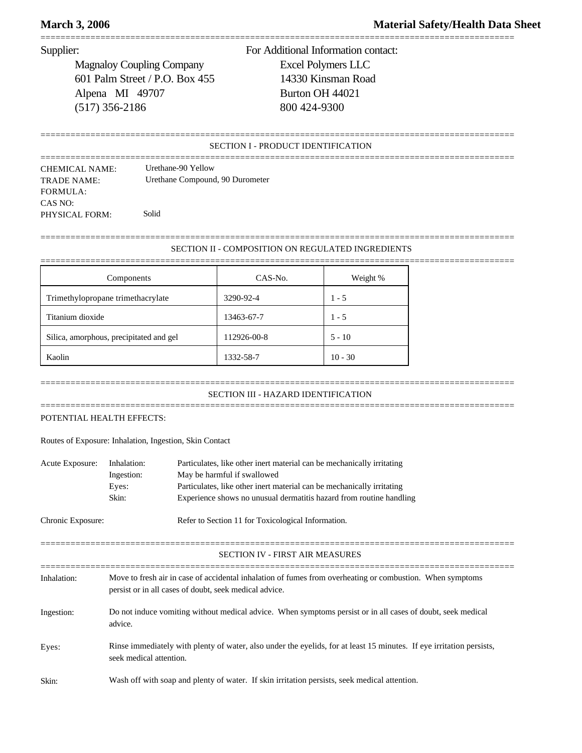**March 3, 2006** **Material Safety/Health Data Sheet**

Supplier:

Magnaloy Coupling Company
601 Palm Street / P.O. Box 455
Alpena MI 49707
(517) 356-2186

For Additional Information contact:

Excel Polymers LLC
14330 Kinsman Road
Burton OH 44021
800 424-9300

## SECTION I - PRODUCT IDENTIFICATION

CHEMICAL NAME: Urethane-90 Yellow
TRADE NAME: Urethane Compound, 90 Durometer
FORMULA:
CAS NO:
PHYSICAL FORM: Solid

## SECTION II - COMPOSITION ON REGULATED INGREDIENTS

| Components | CAS-No. | Weight % |
|---|---|---|
| Trimethylopropane trimethacrylate | 3290-92-4 | 1 - 5 |
| Titanium dioxide | 13463-67-7 | 1 - 5 |
| Silica, amorphous, precipitated and gel | 112926-00-8 | 5 - 10 |
| Kaolin | 1332-58-7 | 10 - 30 |

## SECTION III - HAZARD IDENTIFICATION

POTENTIAL HEALTH EFFECTS:

Routes of Exposure: Inhalation, Ingestion, Skin Contact

Acute Exposure:
- Inhalation: Particulates, like other inert material can be mechanically irritating
- Ingestion: May be harmful if swallowed
- Eyes: Particulates, like other inert material can be mechanically irritating
- Skin: Experience shows no unusual dermatitis hazard from routine handling

Chronic Exposure: Refer to Section 11 for Toxicological Information.

## SECTION IV - FIRST AIR MEASURES

Inhalation: Move to fresh air in case of accidental inhalation of fumes from overheating or combustion. When symptoms persist or in all cases of doubt, seek medical advice.

Ingestion: Do not induce vomiting without medical advice. When symptoms persist or in all cases of doubt, seek medical advice.

Eyes: Rinse immediately with plenty of water, also under the eyelids, for at least 15 minutes. If eye irritation persists, seek medical attention.

Skin: Wash off with soap and plenty of water. If skin irritation persists, seek medical attention.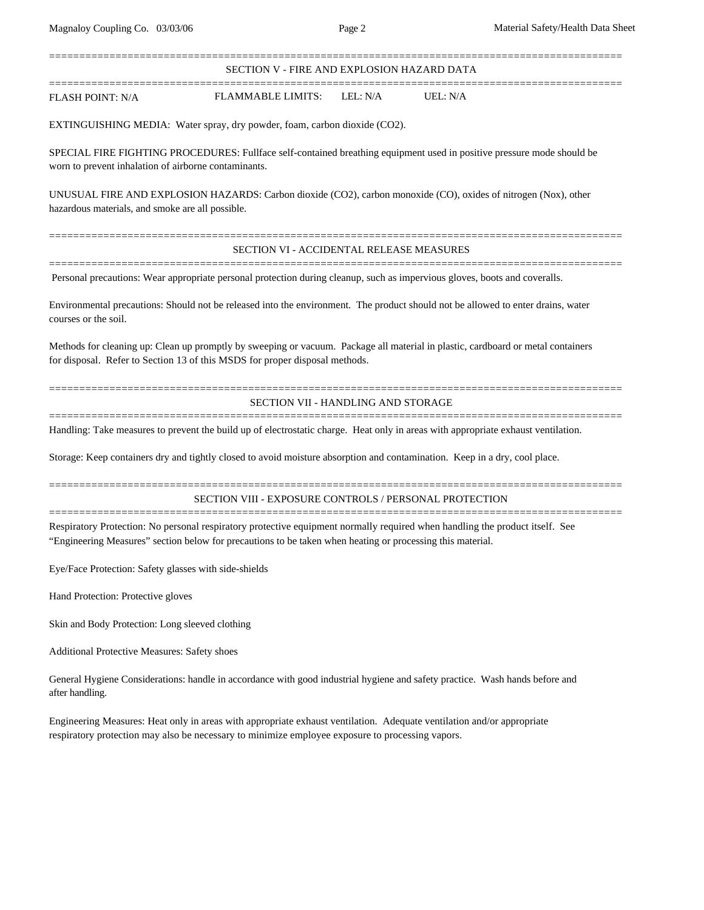## SECTION V - FIRE AND EXPLOSION HAZARD DATA

FLASH POINT: N/A FLAMMABLE LIMITS: LEL: N/A UEL: N/A

EXTINGUISHING MEDIA: Water spray, dry powder, foam, carbon dioxide ($CO_2$).

SPECIAL FIRE FIGHTING PROCEDURES: Fullface self-contained breathing equipment used in positive pressure mode should be worn to prevent inhalation of airborne contaminants.

UNUSUAL FIRE AND EXPLOSION HAZARDS: Carbon dioxide ($CO_2$), carbon monoxide (CO), oxides of nitrogen (Nox), other hazardous materials, and smoke are all possible.

## SECTION VI - ACCIDENTAL RELEASE MEASURES

Personal precautions: Wear appropriate personal protection during cleanup, such as impervious gloves, boots and coveralls.

Environmental precautions: Should not be released into the environment. The product should not be allowed to enter drains, water courses or the soil.

Methods for cleaning up: Clean up promptly by sweeping or vacuum. Package all material in plastic, cardboard or metal containers for disposal. Refer to Section 13 of this MSDS for proper disposal methods.

## SECTION VII - HANDLING AND STORAGE

Handling: Take measures to prevent the build up of electrostatic charge. Heat only in areas with appropriate exhaust ventilation.

Storage: Keep containers dry and tightly closed to avoid moisture absorption and contamination. Keep in a dry, cool place.

## SECTION VIII - EXPOSURE CONTROLS / PERSONAL PROTECTION

Respiratory Protection: No personal respiratory protective equipment normally required when handling the product itself. See "Engineering Measures" section below for precautions to be taken when heating or processing this material.

Eye/Face Protection: Safety glasses with side-shields

Hand Protection: Protective gloves

Skin and Body Protection: Long sleeved clothing

Additional Protective Measures: Safety shoes

General Hygiene Considerations: handle in accordance with good industrial hygiene and safety practice. Wash hands before and after handling.

Engineering Measures: Heat only in areas with appropriate exhaust ventilation. Adequate ventilation and/or appropriate respiratory protection may also be necessary to minimize employee exposure to processing vapors.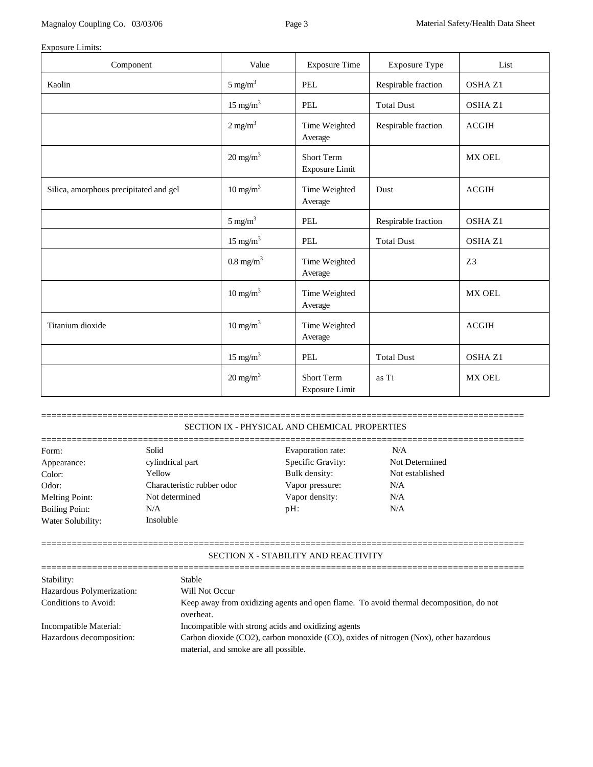Exposure Limits:

| Component | Value | Exposure Time | Exposure Type | List |
|---|---|---|---|---|
| Kaolin | 5 $mg/m^3$ | PEL | Respirable fraction | OSHA Z1 |
| | 15 $mg/m^3$ | PEL | Total Dust | OSHA Z1 |
| | 2 $mg/m^3$ | Time Weighted Average | Respirable fraction | ACGIH |
| | 20 $mg/m^3$ | Short Term Exposure Limit | | MX OEL |
| Silica, amorphous precipitated and gel | 10 $mg/m^3$ | Time Weighted Average | Dust | ACGIH |
| | 5 $mg/m^3$ | PEL | Respirable fraction | OSHA Z1 |
| | 15 $mg/m^3$ | PEL | Total Dust | OSHA Z1 |
| | 0.8 $mg/m^3$ | Time Weighted Average | | Z3 |
| | 10 $mg/m^3$ | Time Weighted Average | | MX OEL |
| Titanium dioxide | 10 $mg/m^3$ | Time Weighted Average | | ACGIH |
| | 15 $mg/m^3$ | PEL | Total Dust | OSHA Z1 |
| | 20 $mg/m^3$ | Short Term Exposure Limit | as Ti | MX OEL |

## SECTION IX - PHYSICAL AND CHEMICAL PROPERTIES

| | | | |
|---|---|---|---|
| Form: | Solid | Evaporation rate: | N/A |
| Appearance: | cylindrical part | Specific Gravity: | Not Determined |
| Color: | Yellow | Bulk density: | Not established |
| Odor: | Characteristic rubber odor | Vapor pressure: | N/A |
| Melting Point: | Not determined | Vapor density: | N/A |
| Boiling Point: | N/A | pH: | N/A |
| Water Solubility: | Insoluble | | |

## SECTION X - STABILITY AND REACTIVITY

Stability: Stable

Hazardous Polymerization: Will Not Occur

Conditions to Avoid: Keep away from oxidizing agents and open flame. To avoid thermal decomposition, do not overheat.

Incompatible Material: Incompatible with strong acids and oxidizing agents

Hazardous decomposition: Carbon dioxide ($CO_2$), carbon monoxide (CO), oxides of nitrogen (Nox), other hazardous material, and smoke are all possible.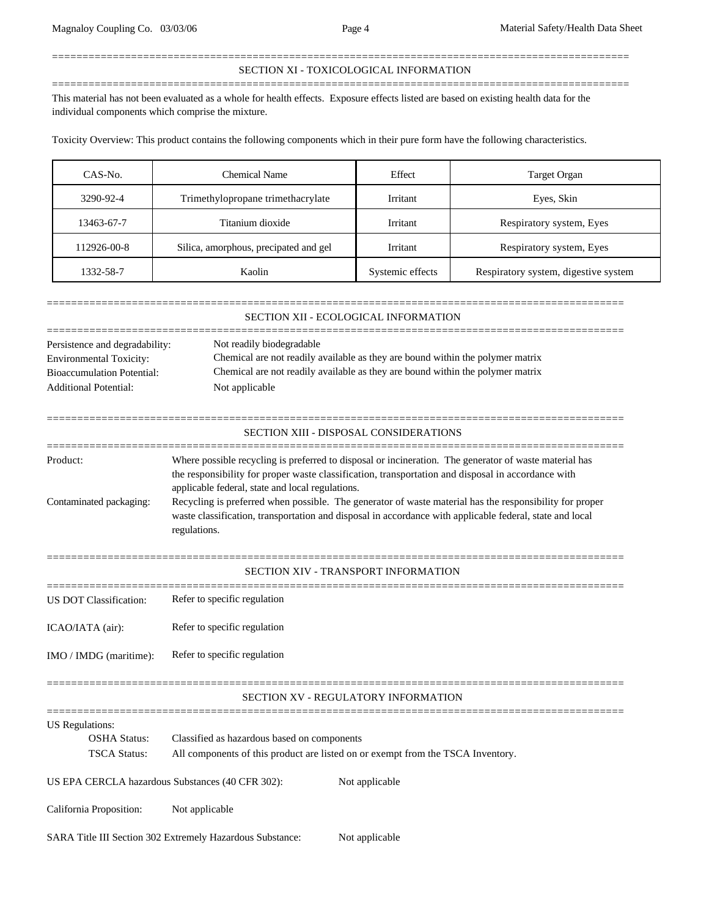## SECTION XI - TOXICOLOGICAL INFORMATION

This material has not been evaluated as a whole for health effects. Exposure effects listed are based on existing health data for the individual components which comprise the mixture.

Toxicity Overview: This product contains the following components which in their pure form have the following characteristics.

| CAS-No. | Chemical Name | Effect | Target Organ |
|---|---|---|---|
| 3290-92-4 | Trimethylopropane trimethacrylate | Irritant | Eyes, Skin |
| 13463-67-7 | Titanium dioxide | Irritant | Respiratory system, Eyes |
| 112926-00-8 | Silica, amorphous, precipated and gel | Irritant | Respiratory system, Eyes |
| 1332-58-7 | Kaolin | Systemic effects | Respiratory system, digestive system |

## SECTION XII - ECOLOGICAL INFORMATION

Persistence and degradability: Not readily biodegradable

Environmental Toxicity: Chemical are not readily available as they are bound within the polymer matrix

Bioaccumulation Potential: Chemical are not readily available as they are bound within the polymer matrix

Additional Potential: Not applicable

## SECTION XIII - DISPOSAL CONSIDERATIONS

Product: Where possible recycling is preferred to disposal or incineration. The generator of waste material has the responsibility for proper waste classification, transportation and disposal in accordance with applicable federal, state and local regulations.

Contaminated packaging: Recycling is preferred when possible. The generator of waste material has the responsibility for proper waste classification, transportation and disposal in accordance with applicable federal, state and local regulations.

## SECTION XIV - TRANSPORT INFORMATION

US DOT Classification: Refer to specific regulation

ICAO/IATA (air): Refer to specific regulation

IMO / IMDG (maritime): Refer to specific regulation

## SECTION XV - REGULATORY INFORMATION

US Regulations:

- OSHA Status: Classified as hazardous based on components
- TSCA Status: All components of this product are listed on or exempt from the TSCA Inventory.

US EPA CERCLA hazardous Substances (40 CFR 302): Not applicable

California Proposition: Not applicable

SARA Title III Section 302 Extremely Hazardous Substance: Not applicable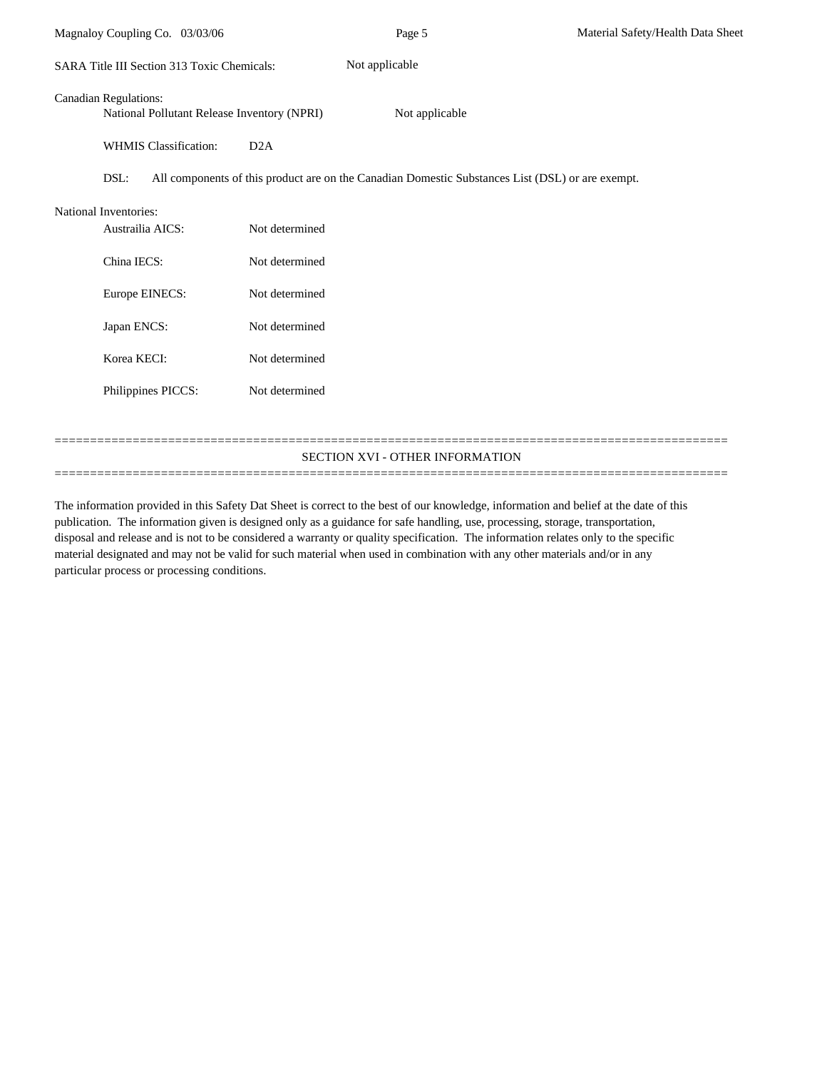SARA Title III Section 313 Toxic Chemicals: Not applicable

Canadian Regulations:

National Pollutant Release Inventory (NPRI) Not applicable

WHMIS Classification: D2A

DSL: All components of this product are on the Canadian Domestic Substances List (DSL) or are exempt.

National Inventories:

| | |
|---|---|
| Austrailia AICS: | Not determined |
| China IECS: | Not determined |
| Europe EINECS: | Not determined |
| Japan ENCS: | Not determined |
| Korea KECI: | Not determined |
| Philippines PICCS: | Not determined |

## SECTION XVI - OTHER INFORMATION

The information provided in this Safety Dat Sheet is correct to the best of our knowledge, information and belief at the date of this publication. The information given is designed only as a guidance for safe handling, use, processing, storage, transportation, disposal and release and is not to be considered a warranty or quality specification. The information relates only to the specific material designated and may not be valid for such material when used in combination with any other materials and/or in any particular process or processing conditions.